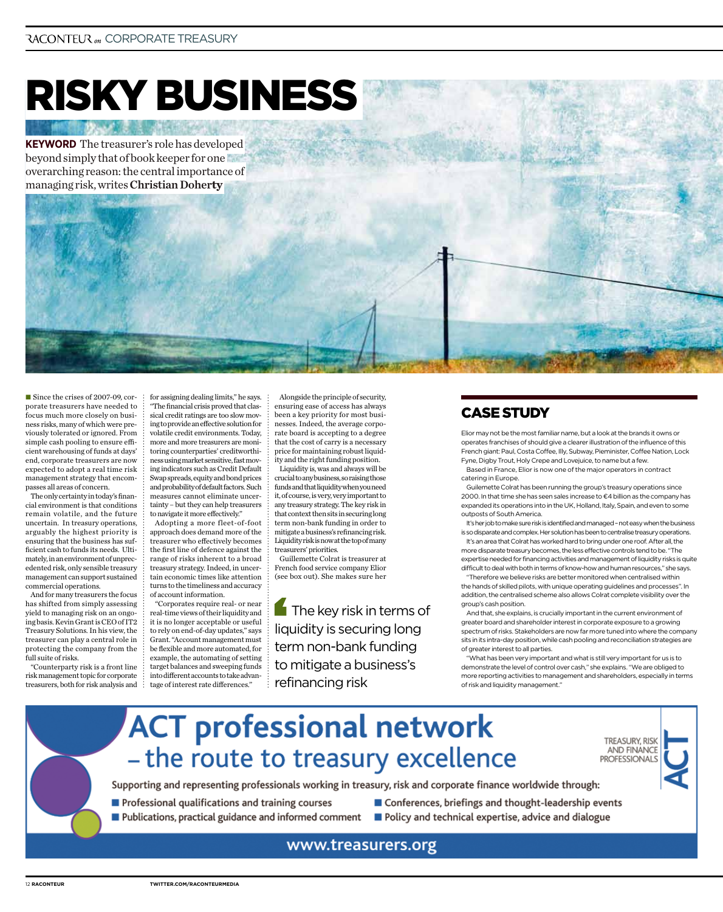# RISKY BUSINESS

**KEYWORD** The treasurer's role has developed beyond simply that of book keeper for one overarching reason: the central importance of managing risk, writes **Christian Doherty**

Since the crises of 2007-09, corporate treasurers have needed to focus much more closely on business risks, many of which were previously tolerated or ignored. From simple cash pooling to ensure efficient warehousing of funds at days' end, corporate treasurers are now expected to adopt a real time risk management strategy that encompasses all areas of concern.

The only certainty in today's financial environment is that conditions remain volatile, and the future uncertain. In treasury operations, arguably the highest priority is ensuring that the business has sufficient cash to funds its needs. Ultimately, in an environment of unprecedented risk, only sensible treasury management can support sustained commercial operations.

And for many treasurers the focus has shifted from simply assessing yield to managing risk on an ongoing basis. Kevin Grant is CEO of IT2 Treasury Solutions. In his view, the treasurer can play a central role in protecting the company from the full suite of risks.

"Counterparty risk is a front line risk management topic for corporate treasurers, both for risk analysis and for assigning dealing limits," he says. "The financial crisis proved that classical credit ratings are too slow moving to provide an effective solution for volatile credit environments. Today, more and more treasurers are monitoring counterparties' creditworthiness using market sensitive, fast moving indicators such as Credit Default Swap spreads, equity and bond prices and probability of default factors. Such measures cannot eliminate uncertainty – but they can help treasurers to navigate it more effectively."

Adopting a more fleet-of-foot approach does demand more of the treasurer who effectively becomes the first line of defence against the range of risks inherent to a broad treasury strategy. Indeed, in uncertain economic times like attention turns to the timeliness and accuracy of account information.

"Corporates require real- or near real-time views of their liquidity and it is no longer acceptable or useful to rely on end-of-day updates," says Grant. "Account management must be flexible and more automated, for example, the automating of setting target balances and sweeping funds into different accounts to take advantage of interest rate differences."

Alongside the principle of security, ensuring ease of access has always been a key priority for most businesses. Indeed, the average corporate board is accepting to a degree that the cost of carry is a necessary price for maintaining robust liquidity and the right funding position.

Liquidity is, was and always will be crucial to any business, so raising those funds and that liquidity when you need it, of course, is very, very important to any treasury strategy. The key risk in that context then sits in securing long term non-bank funding in order to mitigate a business's refinancing risk. Liquidity risk is now at the top of many treasurers' priorities.

Guillemette Colrat is treasurer at French food service company Elior (see box out). She makes sure her

> The key risk in terms of liquidity is securing long term non-bank funding to mitigate a business's refinancing risk

## CASE STUDY

Elior may not be the most familiar name, but a look at the brands it owns or operates franchises of should give a clearer illustration of the influence of this French giant: Paul, Costa Coffee, Illy, Subway, Pieminister, Coffee Nation, Lock Fyne, Digby Trout, Holy Crepe and Lovejuice, to name but a few.

Based in France, Elior is now one of the major operators in contract catering in Europe.

Guilemette Colrat has been running the group's treasury operations since 2000. In that time she has seen sales increase to €4 billion as the company has expanded its operations into in the UK, Holland, Italy, Spain, and even to some outposts of South America.

It's her job to make sure risk is identified and managed – not easy when the business is so disparate and complex. Her solution has been to centralise treasury operations.

It's an area that Colrat has worked hard to bring under one roof. After all, the more disparate treasury becomes, the less effective controls tend to be. "The expertise needed for financing activities and management of liquidity risks is quite difficult to deal with both in terms of know-how and human resources," she says.

"Therefore we believe risks are better monitored when centralised within the hands of skilled pilots, with unique operating guidelines and processes". In addition, the centralised scheme also allows Colrat complete visibility over the group's cash position.

And that, she explains, is crucially important in the current environment of greater board and shareholder interest in corporate exposure to a growing spectrum of risks. Stakeholders are now far more tuned into where the company sits in its intra-day position, while cash pooling and reconciliation strategies are of greater interest to all parties.

"What has been very important and what is still very important for us is to demonstrate the level of control over cash," she explains. "We are obliged to more reporting activities to management and shareholders, especially in terms of risk and liquidity management."

---

**ACT professional network – the route to treasury excellence**

TREASURY, RISK AND FINANCE PROFESSIONALS — ACT

Supporting and representing professionals working in treasury, risk and corporate finance worldwide through:

- Professional qualifications and training courses
- Publications, practical guidance and informed comment
- Conferences, briefings and thought-leadership events
- Policy and technical expertise, advice and dialogue

www.treasurers.org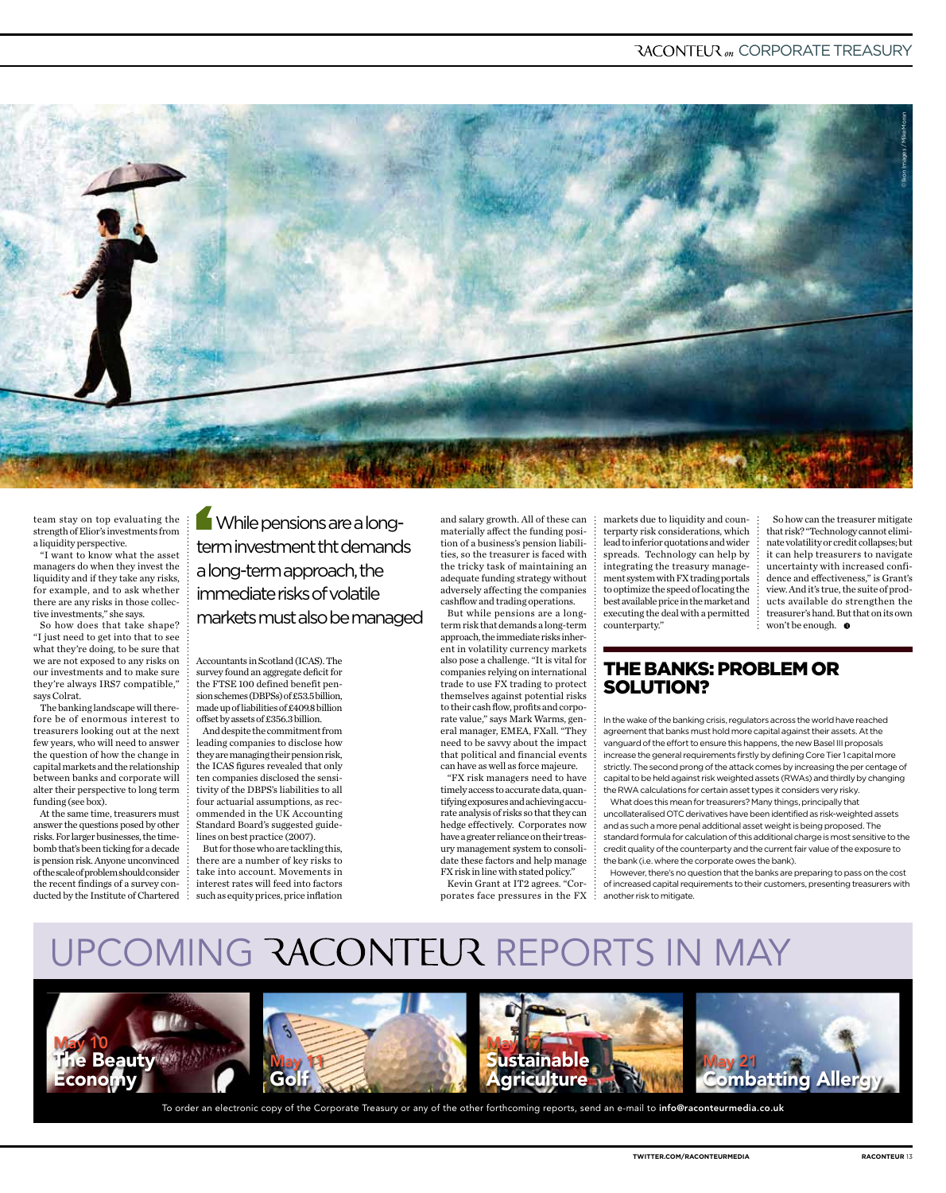team stay on top evaluating the strength of Elior's investments from a liquidity perspective.

"I want to know what the asset managers do when they invest the liquidity and if they take any risks, for example, and to ask whether there are any risks in those collective investments," she says.

So how does that take shape? "I just need to get into that to see what they're doing, to be sure that we are not exposed to any risks on our investments and to make sure they're always IRS7 compatible," says Colrat.

The banking landscape will therefore be of enormous interest to treasurers looking out at the next few years, who will need to answer the question of how the change in capital markets and the relationship between banks and corporate will alter their perspective to long term funding (see box).

At the same time, treasurers must answer the questions posed by other risks. For larger businesses, the timebomb that's been ticking for a decade is pension risk. Anyone unconvinced of the scale of problem should consider the recent findings of a survey conducted by the Institute of Chartered Accountants in Scotland (ICAS). The survey found an aggregate deficit for the FTSE 100 defined benefit pension schemes (DBPSs) of £53.5 billion, made up of liabilities of £409.8 billion offset by assets of £356.3 billion.

> While pensions are a long-term investment tht demands a long-term approach, the immediate risks of volatile markets must also be managed

And despite the commitment from leading companies to disclose how they are managing their pension risk, the ICAS figures revealed that only ten companies disclosed the sensitivity of the DBPS's liabilities to all four actuarial assumptions, as recommended in the UK Accounting Standard Board's suggested guidelines on best practice (2007).

But for those who are tackling this, there are a number of key risks to take into account. Movements in interest rates will feed into factors such as equity prices, price inflation and salary growth. All of these can materially affect the funding position of a business's pension liabilities, so the treasurer is faced with the tricky task of maintaining an adequate funding strategy without adversely affecting the companies cashflow and trading operations.

But while pensions are a long-term risk that demands a long-term approach, the immediate risks inherent in volatility currency markets also pose a challenge. "It is vital for companies relying on international trade to use FX trading to protect themselves against potential risks to their cash flow, profits and corporate value," says Mark Warms, general manager, EMEA, FXall. "They need to be savvy about the impact that political and financial events can have as well as force majeure.

"FX risk managers need to have timely access to accurate data, quantifying exposures and achieving accurate analysis of risks so that they can hedge effectively. Corporates now have a greater reliance on their treasury management system to consolidate these factors and help manage FX risk in line with stated policy."

Kevin Grant at IT2 agrees. "Corporates face pressures in the FX markets due to liquidity and counterparty risk considerations, which lead to inferior quotations and wider spreads. Technology can help by integrating the treasury management system with FX trading portals to optimize the speed of locating the best available price in the market and executing the deal with a permitted counterparty."

So how can the treasurer mitigate that risk? "Technology cannot eliminate volatility or credit collapses; but it can help treasurers to navigate uncertainty with increased confidence and effectiveness," is Grant's view. And it's true, the suite of products available do strengthen the treasurer's hand. But that on its own won't be enough.

## THE BANKS: PROBLEM OR SOLUTION?

In the wake of the banking crisis, regulators across the world have reached agreement that banks must hold more capital against their assets. At the vanguard of the effort to ensure this happens, the new Basel III proposals increase the general requirements firstly by defining Core Tier 1 capital more strictly. The second prong of the attack comes by increasing the per centage of capital to be held against risk weighted assets (RWAs) and thirdly by changing the RWA calculations for certain asset types it considers very risky.

What does this mean for treasurers? Many things, principally that uncollateralised OTC derivatives have been identified as risk-weighted assets and as such a more penal additional asset weight is being proposed. The standard formula for calculation of this additional charge is most sensitive to the credit quality of the counterparty and the current fair value of the exposure to the bank (i.e. where the corporate owes the bank).

However, there's no question that the banks are preparing to pass on the cost of increased capital requirements to their customers, presenting treasurers with another risk to mitigate.

## UPCOMING RACONTEUR REPORTS IN MAY

May 10 The Beauty Economy

May 11 Golf

May 17 Sustainable Agriculture

May 21 Combatting Allergy

To order an electronic copy of the Corporate Treasury or any of the other forthcoming reports, send an e-mail to **info@raconteurmedia.co.uk**